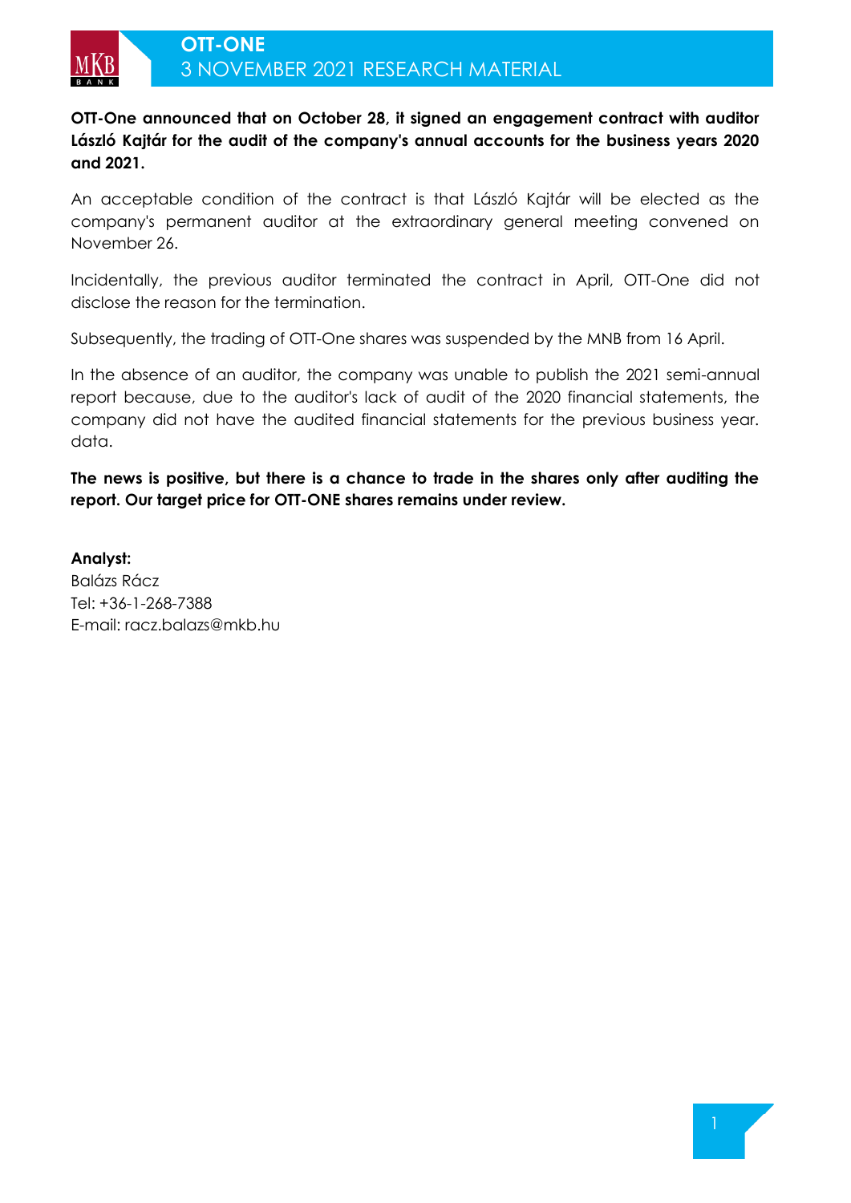# OTT-ONE

## 3 NOVEMBER 2021 RESEARCH MATERIAL

**OTT-One announced that on October 28, it signed an engagement contract with auditor László Kajtár for the audit of the company's annual accounts for the business years 2020 and 2021.**

An acceptable condition of the contract is that László Kajtár will be elected as the company's permanent auditor at the extraordinary general meeting convened on November 26.

Incidentally, the previous auditor terminated the contract in April, OTT-One did not disclose the reason for the termination.

Subsequently, the trading of OTT-One shares was suspended by the MNB from 16 April.

In the absence of an auditor, the company was unable to publish the 2021 semi-annual report because, due to the auditor's lack of audit of the 2020 financial statements, the company did not have the audited financial statements for the previous business year. data.

**The news is positive, but there is a chance to trade in the shares only after auditing the report. Our target price for OTT-ONE shares remains under review.**

**Analyst:**
Balázs Rácz
Tel: +36-1-268-7388
E-mail: racz.balazs@mkb.hu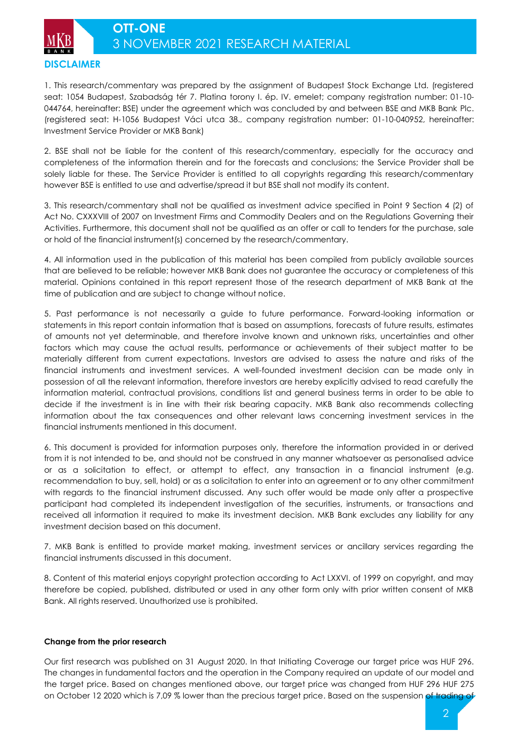## DISCLAIMER

1. This research/commentary was prepared by the assignment of Budapest Stock Exchange Ltd. (registered seat: 1054 Budapest, Szabadság tér 7. Platina torony I. ép. IV. emelet; company registration number: 01-10-044764, hereinafter: BSE) under the agreement which was concluded by and between BSE and MKB Bank Plc. (registered seat: H-1056 Budapest Váci utca 38., company registration number: 01-10-040952, hereinafter: Investment Service Provider or MKB Bank)

2. BSE shall not be liable for the content of this research/commentary, especially for the accuracy and completeness of the information therein and for the forecasts and conclusions; the Service Provider shall be solely liable for these. The Service Provider is entitled to all copyrights regarding this research/commentary however BSE is entitled to use and advertise/spread it but BSE shall not modify its content.

3. This research/commentary shall not be qualified as investment advice specified in Point 9 Section 4 (2) of Act No. CXXXVIII of 2007 on Investment Firms and Commodity Dealers and on the Regulations Governing their Activities. Furthermore, this document shall not be qualified as an offer or call to tenders for the purchase, sale or hold of the financial instrument(s) concerned by the research/commentary.

4. All information used in the publication of this material has been compiled from publicly available sources that are believed to be reliable; however MKB Bank does not guarantee the accuracy or completeness of this material. Opinions contained in this report represent those of the research department of MKB Bank at the time of publication and are subject to change without notice.

5. Past performance is not necessarily a guide to future performance. Forward-looking information or statements in this report contain information that is based on assumptions, forecasts of future results, estimates of amounts not yet determinable, and therefore involve known and unknown risks, uncertainties and other factors which may cause the actual results, performance or achievements of their subject matter to be materially different from current expectations. Investors are advised to assess the nature and risks of the financial instruments and investment services. A well-founded investment decision can be made only in possession of all the relevant information, therefore investors are hereby explicitly advised to read carefully the information material, contractual provisions, conditions list and general business terms in order to be able to decide if the investment is in line with their risk bearing capacity. MKB Bank also recommends collecting information about the tax consequences and other relevant laws concerning investment services in the financial instruments mentioned in this document.

6. This document is provided for information purposes only, therefore the information provided in or derived from it is not intended to be, and should not be construed in any manner whatsoever as personalised advice or as a solicitation to effect, or attempt to effect, any transaction in a financial instrument (e.g. recommendation to buy, sell, hold) or as a solicitation to enter into an agreement or to any other commitment with regards to the financial instrument discussed. Any such offer would be made only after a prospective participant had completed its independent investigation of the securities, instruments, or transactions and received all information it required to make its investment decision. MKB Bank excludes any liability for any investment decision based on this document.

7. MKB Bank is entitled to provide market making, investment services or ancillary services regarding the financial instruments discussed in this document.

8. Content of this material enjoys copyright protection according to Act LXXVI. of 1999 on copyright, and may therefore be copied, published, distributed or used in any other form only with prior written consent of MKB Bank. All rights reserved. Unauthorized use is prohibited.

**Change from the prior research**

Our first research was published on 31 August 2020. In that Initiating Coverage our target price was HUF 296. The changes in fundamental factors and the operation in the Company required an update of our model and the target price. Based on changes mentioned above, our target price was changed from HUF 296 HUF 275 on October 12 2020 which is 7,09 % lower than the precious target price. Based on the suspension of trading of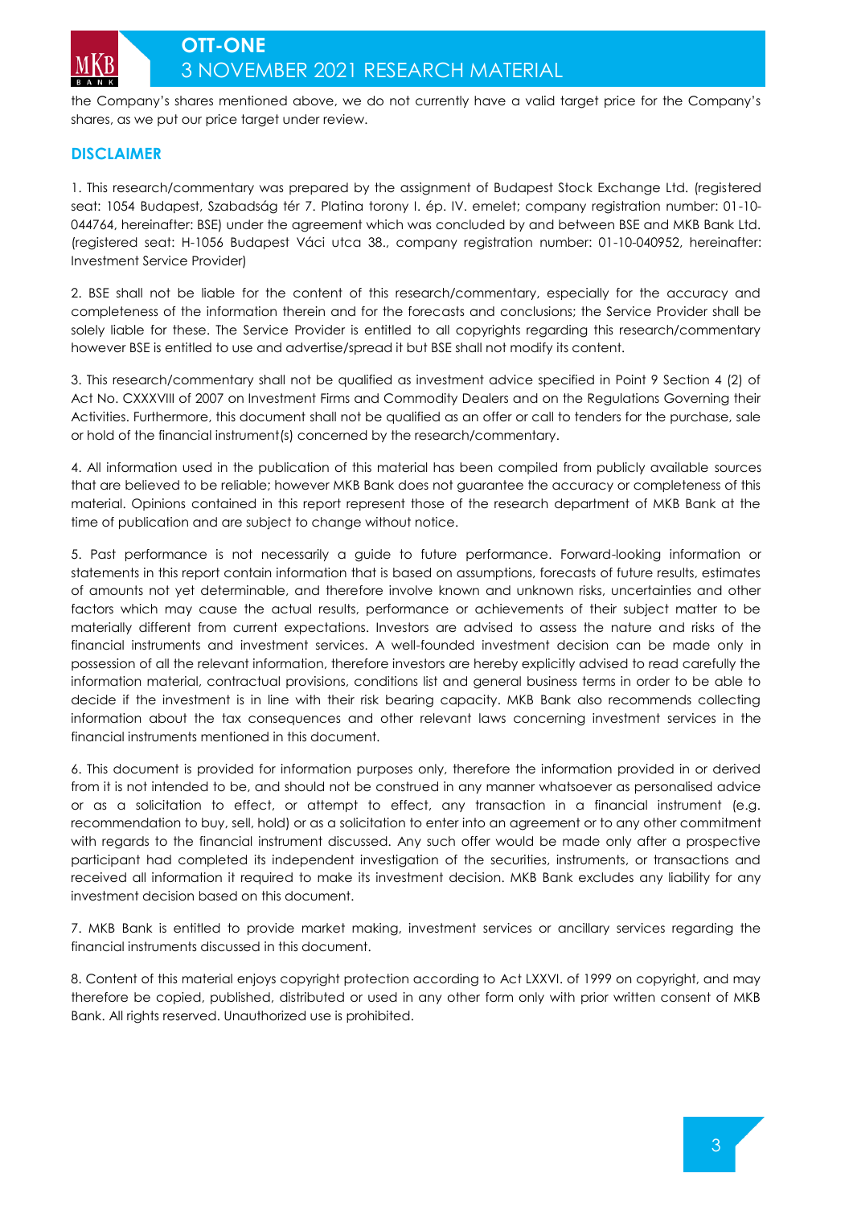the Company's shares mentioned above, we do not currently have a valid target price for the Company's shares, as we put our price target under review.

## DISCLAIMER

1. This research/commentary was prepared by the assignment of Budapest Stock Exchange Ltd. (registered seat: 1054 Budapest, Szabadság tér 7. Platina torony I. ép. IV. emelet; company registration number: 01-10-044764, hereinafter: BSE) under the agreement which was concluded by and between BSE and MKB Bank Ltd. (registered seat: H-1056 Budapest Váci utca 38., company registration number: 01-10-040952, hereinafter: Investment Service Provider)

2. BSE shall not be liable for the content of this research/commentary, especially for the accuracy and completeness of the information therein and for the forecasts and conclusions; the Service Provider shall be solely liable for these. The Service Provider is entitled to all copyrights regarding this research/commentary however BSE is entitled to use and advertise/spread it but BSE shall not modify its content.

3. This research/commentary shall not be qualified as investment advice specified in Point 9 Section 4 (2) of Act No. CXXXVIII of 2007 on Investment Firms and Commodity Dealers and on the Regulations Governing their Activities. Furthermore, this document shall not be qualified as an offer or call to tenders for the purchase, sale or hold of the financial instrument(s) concerned by the research/commentary.

4. All information used in the publication of this material has been compiled from publicly available sources that are believed to be reliable; however MKB Bank does not guarantee the accuracy or completeness of this material. Opinions contained in this report represent those of the research department of MKB Bank at the time of publication and are subject to change without notice.

5. Past performance is not necessarily a guide to future performance. Forward-looking information or statements in this report contain information that is based on assumptions, forecasts of future results, estimates of amounts not yet determinable, and therefore involve known and unknown risks, uncertainties and other factors which may cause the actual results, performance or achievements of their subject matter to be materially different from current expectations. Investors are advised to assess the nature and risks of the financial instruments and investment services. A well-founded investment decision can be made only in possession of all the relevant information, therefore investors are hereby explicitly advised to read carefully the information material, contractual provisions, conditions list and general business terms in order to be able to decide if the investment is in line with their risk bearing capacity. MKB Bank also recommends collecting information about the tax consequences and other relevant laws concerning investment services in the financial instruments mentioned in this document.

6. This document is provided for information purposes only, therefore the information provided in or derived from it is not intended to be, and should not be construed in any manner whatsoever as personalised advice or as a solicitation to effect, or attempt to effect, any transaction in a financial instrument (e.g. recommendation to buy, sell, hold) or as a solicitation to enter into an agreement or to any other commitment with regards to the financial instrument discussed. Any such offer would be made only after a prospective participant had completed its independent investigation of the securities, instruments, or transactions and received all information it required to make its investment decision. MKB Bank excludes any liability for any investment decision based on this document.

7. MKB Bank is entitled to provide market making, investment services or ancillary services regarding the financial instruments discussed in this document.

8. Content of this material enjoys copyright protection according to Act LXXVI. of 1999 on copyright, and may therefore be copied, published, distributed or used in any other form only with prior written consent of MKB Bank. All rights reserved. Unauthorized use is prohibited.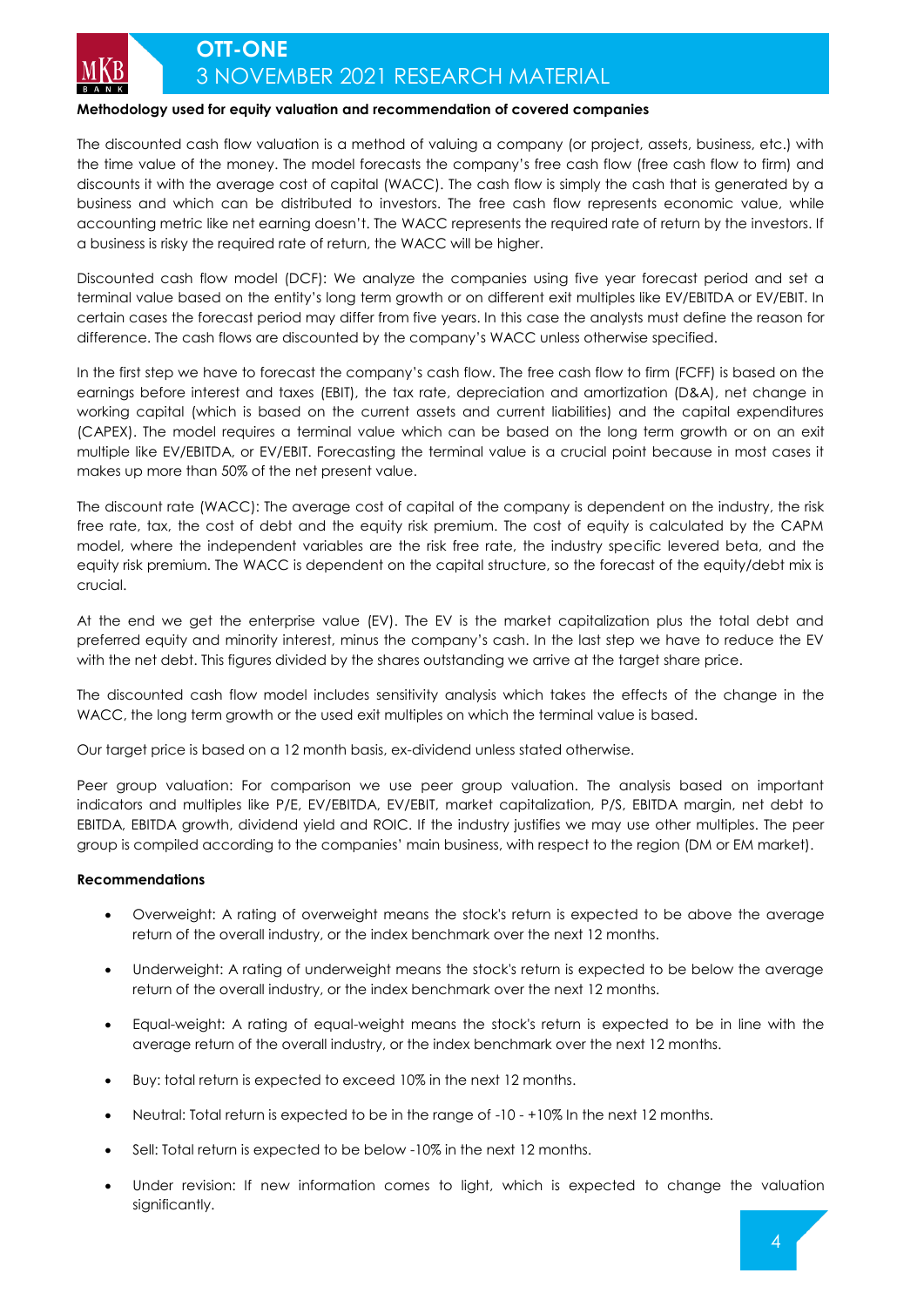**Methodology used for equity valuation and recommendation of covered companies**

The discounted cash flow valuation is a method of valuing a company (or project, assets, business, etc.) with the time value of the money. The model forecasts the company's free cash flow (free cash flow to firm) and discounts it with the average cost of capital (WACC). The cash flow is simply the cash that is generated by a business and which can be distributed to investors. The free cash flow represents economic value, while accounting metric like net earning doesn't. The WACC represents the required rate of return by the investors. If a business is risky the required rate of return, the WACC will be higher.

Discounted cash flow model (DCF): We analyze the companies using five year forecast period and set a terminal value based on the entity's long term growth or on different exit multiples like EV/EBITDA or EV/EBIT. In certain cases the forecast period may differ from five years. In this case the analysts must define the reason for difference. The cash flows are discounted by the company's WACC unless otherwise specified.

In the first step we have to forecast the company's cash flow. The free cash flow to firm (FCFF) is based on the earnings before interest and taxes (EBIT), the tax rate, depreciation and amortization (D&A), net change in working capital (which is based on the current assets and current liabilities) and the capital expenditures (CAPEX). The model requires a terminal value which can be based on the long term growth or on an exit multiple like EV/EBITDA, or EV/EBIT. Forecasting the terminal value is a crucial point because in most cases it makes up more than 50% of the net present value.

The discount rate (WACC): The average cost of capital of the company is dependent on the industry, the risk free rate, tax, the cost of debt and the equity risk premium. The cost of equity is calculated by the CAPM model, where the independent variables are the risk free rate, the industry specific levered beta, and the equity risk premium. The WACC is dependent on the capital structure, so the forecast of the equity/debt mix is crucial.

At the end we get the enterprise value (EV). The EV is the market capitalization plus the total debt and preferred equity and minority interest, minus the company's cash. In the last step we have to reduce the EV with the net debt. This figures divided by the shares outstanding we arrive at the target share price.

The discounted cash flow model includes sensitivity analysis which takes the effects of the change in the WACC, the long term growth or the used exit multiples on which the terminal value is based.

Our target price is based on a 12 month basis, ex-dividend unless stated otherwise.

Peer group valuation: For comparison we use peer group valuation. The analysis based on important indicators and multiples like P/E, EV/EBITDA, EV/EBIT, market capitalization, P/S, EBITDA margin, net debt to EBITDA, EBITDA growth, dividend yield and ROIC. If the industry justifies we may use other multiples. The peer group is compiled according to the companies' main business, with respect to the region (DM or EM market).

**Recommendations**

- Overweight: A rating of overweight means the stock's return is expected to be above the average return of the overall industry, or the index benchmark over the next 12 months.
- Underweight: A rating of underweight means the stock's return is expected to be below the average return of the overall industry, or the index benchmark over the next 12 months.
- Equal-weight: A rating of equal-weight means the stock's return is expected to be in line with the average return of the overall industry, or the index benchmark over the next 12 months.
- Buy: total return is expected to exceed 10% in the next 12 months.
- Neutral: Total return is expected to be in the range of -10 - +10% In the next 12 months.
- Sell: Total return is expected to be below -10% in the next 12 months.
- Under revision: If new information comes to light, which is expected to change the valuation significantly.